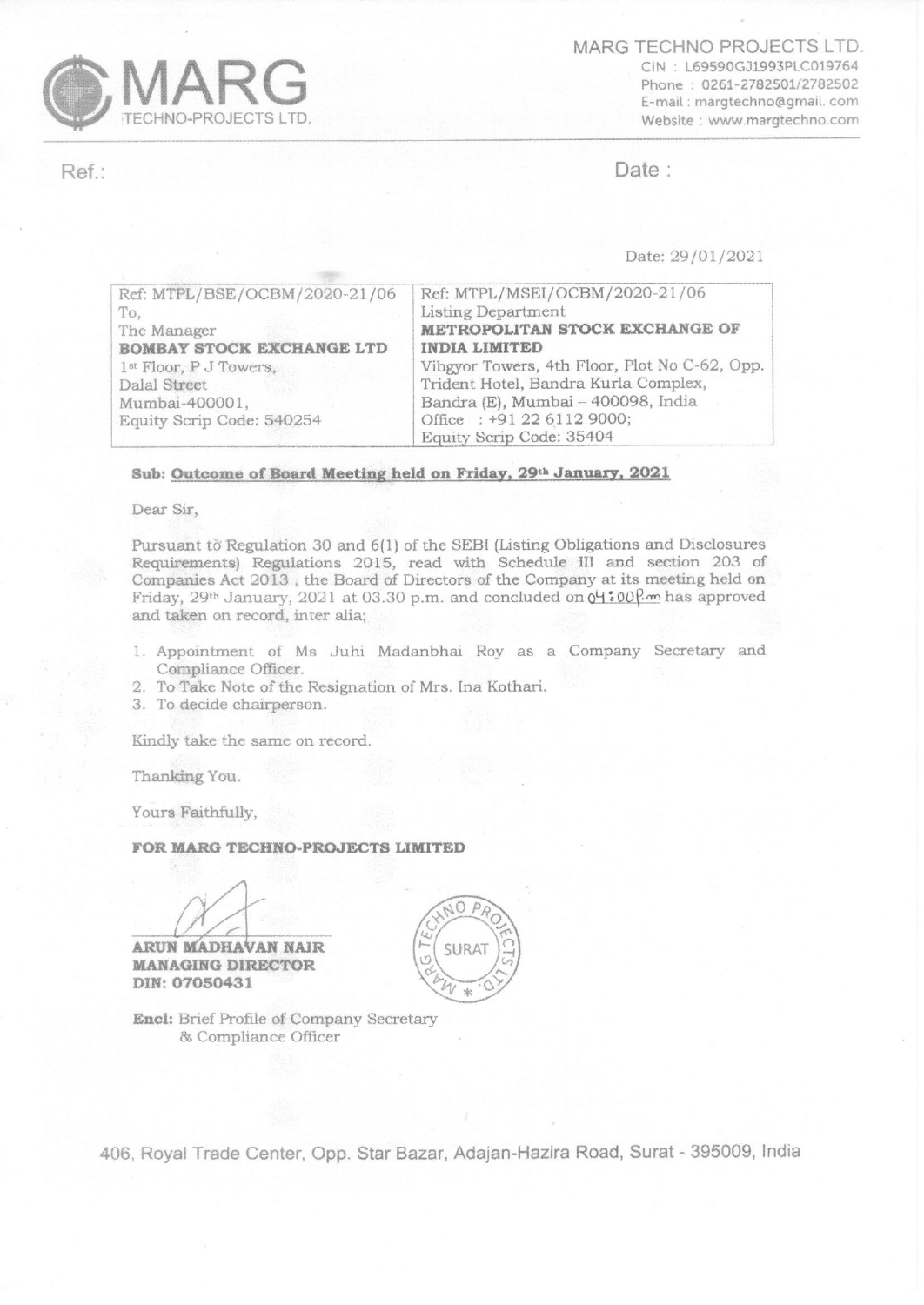MARG TECHNO PROJECTS LTD.
CIN : L69590GJ1993PLC019764
Phone : 0261-2782501/2782502
E-mail : margtechno@gmail.com
Website : www.margtechno.com

Ref.:

Date :

Date: 29/01/2021

| Ref: MTPL/BSE/OCBM/2020-21/06<br>To,<br>The Manager<br>**BOMBAY STOCK EXCHANGE LTD**<br>1st Floor, P J Towers,<br>Dalal Street<br>Mumbai-400001,<br>Equity Scrip Code: 540254 | Ref: MTPL/MSEI/OCBM/2020-21/06<br>Listing Department<br>**METROPOLITAN STOCK EXCHANGE OF INDIA LIMITED**<br>Vibgyor Towers, 4th Floor, Plot No C-62, Opp. Trident Hotel, Bandra Kurla Complex, Bandra (E), Mumbai – 400098, India<br>Office : +91 22 6112 9000;<br>Equity Scrip Code: 35404 |
|---|---|

**Sub: Outcome of Board Meeting held on Friday, 29th January, 2021**

Dear Sir,

Pursuant to Regulation 30 and 6(1) of the SEBI (Listing Obligations and Disclosures Requirements) Regulations 2015, read with Schedule III and section 203 of Companies Act 2013 , the Board of Directors of the Company at its meeting held on Friday, 29th January, 2021 at 03.30 p.m. and concluded on 04:00p.m has approved and taken on record, inter alia;

1. Appointment of Ms Juhi Madanbhai Roy as a Company Secretary and Compliance Officer.
2. To Take Note of the Resignation of Mrs. Ina Kothari.
3. To decide chairperson.

Kindly take the same on record.

Thanking You.

Yours Faithfully,

**FOR MARG TECHNO-PROJECTS LIMITED**

**ARUN MADHAVAN NAIR**
**MANAGING DIRECTOR**
**DIN: 07050431**

**Encl:** Brief Profile of Company Secretary & Compliance Officer

406, Royal Trade Center, Opp. Star Bazar, Adajan-Hazira Road, Surat - 395009, India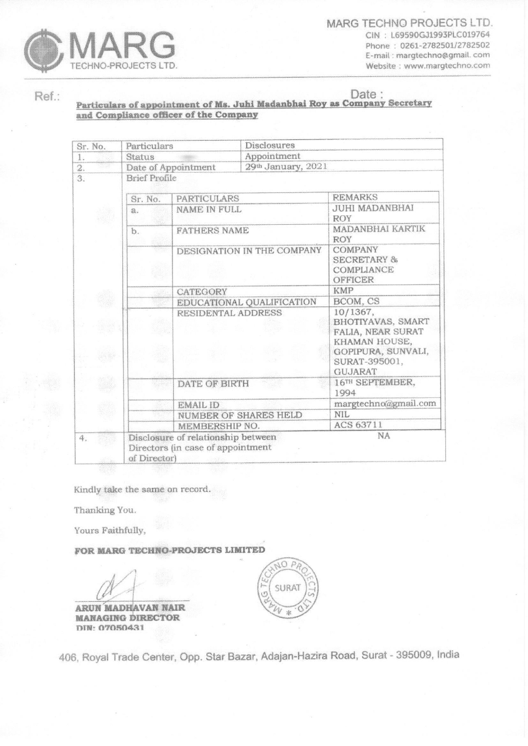MARG TECHNO PROJECTS LTD.
CIN : L69590GJ1993PLC019764
Phone : 0261-2782501/2782502
E-mail : margtechno@gmail.com
Website : www.margtechno.com

Ref.: Date :

**Particulars of appointment of Ms. Juhi Madanbhai Roy as Company Secretary and Compliance officer of the Company**

| Sr. No. | Particulars | Disclosures |
|---|---|---|
| 1. | Status | Appointment |
| 2. | Date of Appointment | 29th January, 2021 |
| 3. | Brief Profile | |

| Sr. No. | PARTICULARS | REMARKS |
|---|---|---|
| a. | NAME IN FULL | JUHI MADANBHAI ROY |
| b. | FATHERS NAME | MADANBHAI KARTIK ROY |
| | DESIGNATION IN THE COMPANY | COMPANY SECRETARY & COMPLIANCE OFFICER |
| | CATEGORY | KMP |
| | EDUCATIONAL QUALIFICATION | BCOM, CS |
| | RESIDENTAL ADDRESS | 10/1367, BHOTIYAVAS, SMART FALIA, NEAR SURAT KHAMAN HOUSE, GOPIPURA, SUNVALI, SURAT-395001, GUJARAT |
| | DATE OF BIRTH | 16TH SEPTEMBER, 1994 |
| | EMAIL ID | margtechno@gmail.com |
| | NUMBER OF SHARES HELD | NIL |
| | MEMBERSHIP NO. | ACS 63711 |

| Sr. No. | Particulars | Disclosures |
|---|---|---|
| 4. | Disclosure of relationship between Directors (in case of appointment of Director) | NA |

Kindly take the same on record.

Thanking You.

Yours Faithfully,

**FOR MARG TECHNO-PROJECTS LIMITED**

**ARUN MADHAVAN NAIR**
**MANAGING DIRECTOR**
**DIN: 07050431**

406, Royal Trade Center, Opp. Star Bazar, Adajan-Hazira Road, Surat - 395009, India